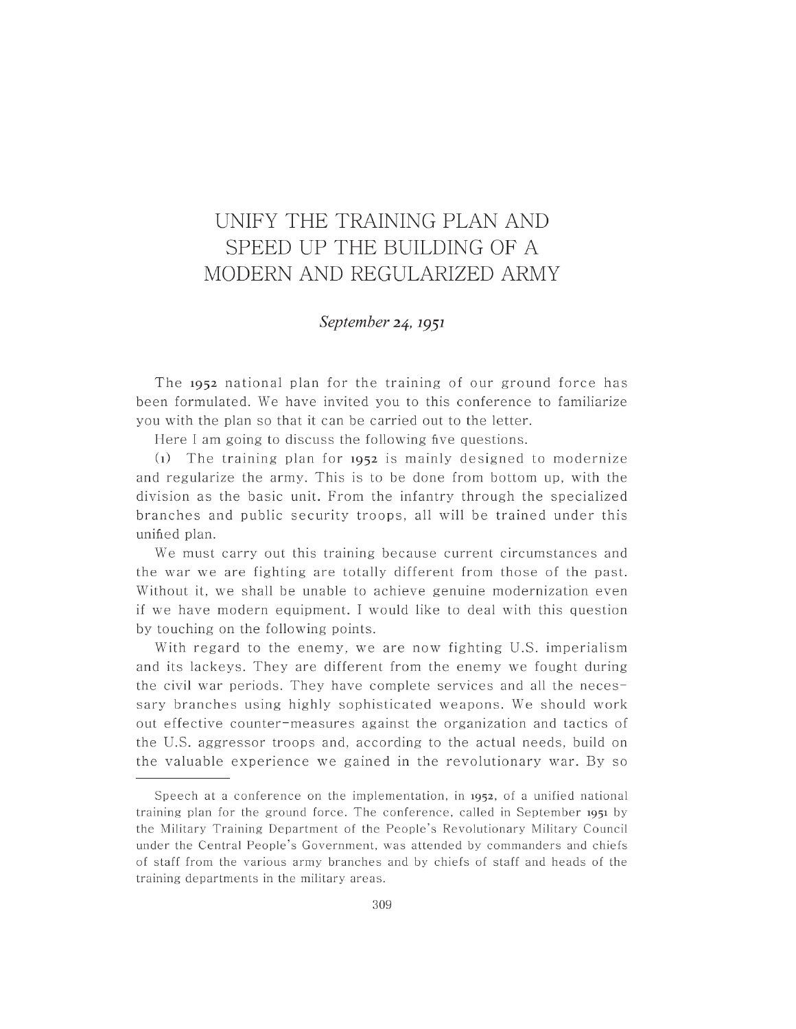# UNIFY THE TRAINING PLAN AND SPEED UP THE BUILDING OF A MODERN AND REGULARIZED ARMY

*September 24, 1951*

The 1952 national plan for the training of our ground force has been formulated. We have invited you to this conference to familiarize you with the plan so that it can be carried out to the letter.

Here I am going to discuss the following five questions.

(1) The training plan for 1952 is mainly designed to modernize and regularize the army. This is to be done from bottom up, with the division as the basic unit. From the infantry through the specialized branches and public security troops, all will be trained under this unified plan.

We must carry out this training because current circumstances and the war we are fighting are totally different from those of the past. Without it, we shall be unable to achieve genuine modernization even if we have modern equipment. I would like to deal with this question by touching on the following points.

With regard to the enemy, we are now fighting U.S. imperialism and its lackeys. They are different from the enemy we fought during the civil war periods. They have complete services and all the necessary branches using highly sophisticated weapons. We should work out effective counter-measures against the organization and tactics of the U.S. aggressor troops and, according to the actual needs, build on the valuable experience we gained in the revolutionary war. By so

---

Speech at a conference on the implementation, in 1952, of a unified national training plan for the ground force. The conference, called in September 1951 by the Military Training Department of the People's Revolutionary Military Council under the Central People's Government, was attended by commanders and chiefs of staff from the various army branches and by chiefs of staff and heads of the training departments in the military areas.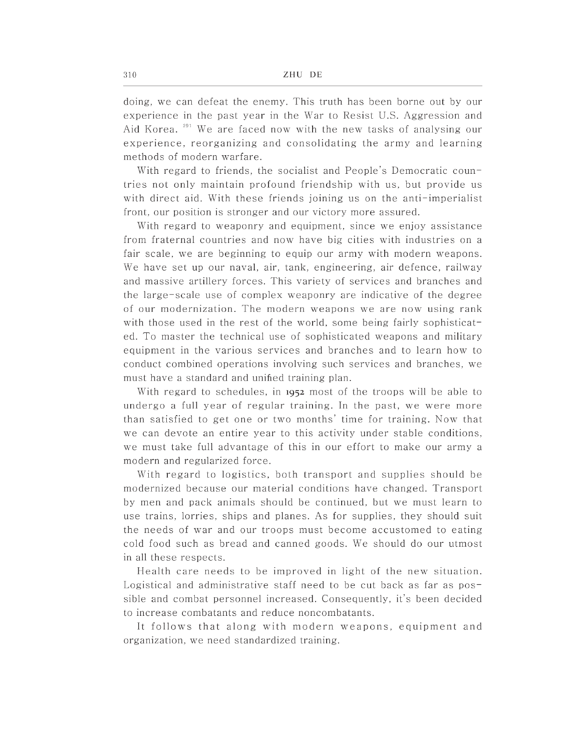doing, we can defeat the enemy. This truth has been borne out by our experience in the past year in the War to Resist U.S. Aggression and Aid Korea.[291] We are faced now with the new tasks of analysing our experience, reorganizing and consolidating the army and learning methods of modern warfare.

With regard to friends, the socialist and People's Democratic countries not only maintain profound friendship with us, but provide us with direct aid. With these friends joining us on the anti-imperialist front, our position is stronger and our victory more assured.

With regard to weaponry and equipment, since we enjoy assistance from fraternal countries and now have big cities with industries on a fair scale, we are beginning to equip our army with modern weapons. We have set up our naval, air, tank, engineering, air defence, railway and massive artillery forces. This variety of services and branches and the large-scale use of complex weaponry are indicative of the degree of our modernization. The modern weapons we are now using rank with those used in the rest of the world, some being fairly sophisticated. To master the technical use of sophisticated weapons and military equipment in the various services and branches and to learn how to conduct combined operations involving such services and branches, we must have a standard and unified training plan.

With regard to schedules, in 1952 most of the troops will be able to undergo a full year of regular training. In the past, we were more than satisfied to get one or two months' time for training. Now that we can devote an entire year to this activity under stable conditions, we must take full advantage of this in our effort to make our army a modern and regularized force.

With regard to logistics, both transport and supplies should be modernized because our material conditions have changed. Transport by men and pack animals should be continued, but we must learn to use trains, lorries, ships and planes. As for supplies, they should suit the needs of war and our troops must become accustomed to eating cold food such as bread and canned goods. We should do our utmost in all these respects.

Health care needs to be improved in light of the new situation. Logistical and administrative staff need to be cut back as far as possible and combat personnel increased. Consequently, it's been decided to increase combatants and reduce noncombatants.

It follows that along with modern weapons, equipment and organization, we need standardized training.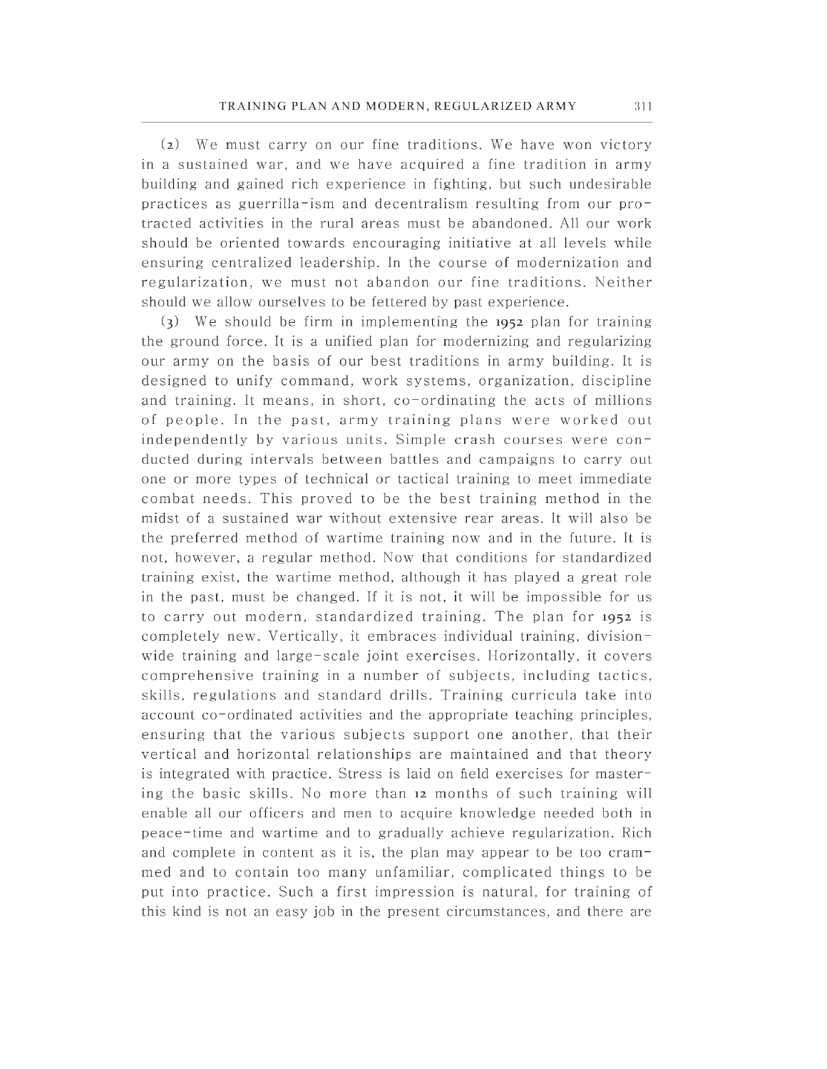(2) We must carry on our fine traditions. We have won victory in a sustained war, and we have acquired a fine tradition in army building and gained rich experience in fighting, but such undesirable practices as guerrilla-ism and decentralism resulting from our protracted activities in the rural areas must be abandoned. All our work should be oriented towards encouraging initiative at all levels while ensuring centralized leadership. In the course of modernization and regularization, we must not abandon our fine traditions. Neither should we allow ourselves to be fettered by past experience.

(3) We should be firm in implementing the 1952 plan for training the ground force. It is a unified plan for modernizing and regularizing our army on the basis of our best traditions in army building. It is designed to unify command, work systems, organization, discipline and training. It means, in short, co-ordinating the acts of millions of people. In the past, army training plans were worked out independently by various units. Simple crash courses were conducted during intervals between battles and campaigns to carry out one or more types of technical or tactical training to meet immediate combat needs. This proved to be the best training method in the midst of a sustained war without extensive rear areas. It will also be the preferred method of wartime training now and in the future. It is not, however, a regular method. Now that conditions for standardized training exist, the wartime method, although it has played a great role in the past, must be changed. If it is not, it will be impossible for us to carry out modern, standardized training. The plan for 1952 is completely new. Vertically, it embraces individual training, division-wide training and large-scale joint exercises. Horizontally, it covers comprehensive training in a number of subjects, including tactics, skills, regulations and standard drills. Training curricula take into account co-ordinated activities and the appropriate teaching principles, ensuring that the various subjects support one another, that their vertical and horizontal relationships are maintained and that theory is integrated with practice. Stress is laid on field exercises for mastering the basic skills. No more than 12 months of such training will enable all our officers and men to acquire knowledge needed both in peace-time and wartime and to gradually achieve regularization. Rich and complete in content as it is, the plan may appear to be too crammed and to contain too many unfamiliar, complicated things to be put into practice. Such a first impression is natural, for training of this kind is not an easy job in the present circumstances, and there are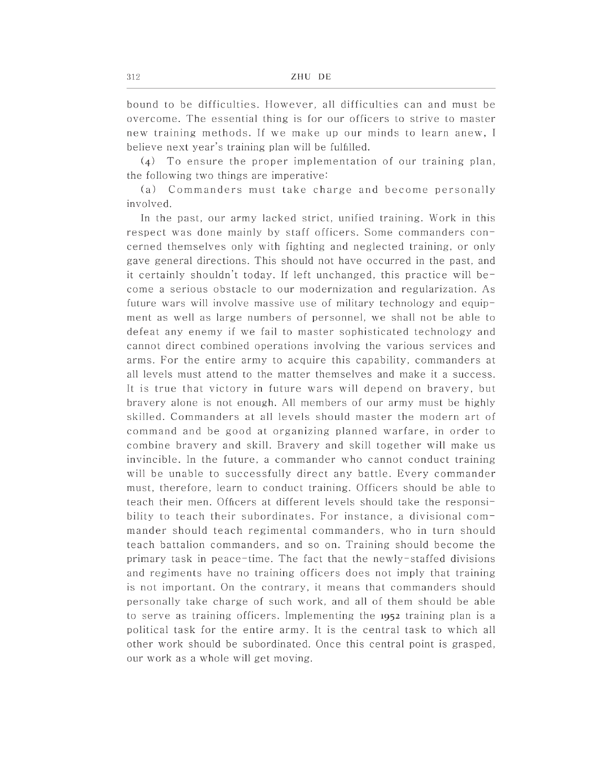bound to be difficulties. However, all difficulties can and must be overcome. The essential thing is for our officers to strive to master new training methods. If we make up our minds to learn anew, I believe next year's training plan will be fulfilled.

(4) To ensure the proper implementation of our training plan, the following two things are imperative:

(a) Commanders must take charge and become personally involved.

In the past, our army lacked strict, unified training. Work in this respect was done mainly by staff officers. Some commanders concerned themselves only with fighting and neglected training, or only gave general directions. This should not have occurred in the past, and it certainly shouldn't today. If left unchanged, this practice will become a serious obstacle to our modernization and regularization. As future wars will involve massive use of military technology and equipment as well as large numbers of personnel, we shall not be able to defeat any enemy if we fail to master sophisticated technology and cannot direct combined operations involving the various services and arms. For the entire army to acquire this capability, commanders at all levels must attend to the matter themselves and make it a success. It is true that victory in future wars will depend on bravery, but bravery alone is not enough. All members of our army must be highly skilled. Commanders at all levels should master the modern art of command and be good at organizing planned warfare, in order to combine bravery and skill. Bravery and skill together will make us invincible. In the future, a commander who cannot conduct training will be unable to successfully direct any battle. Every commander must, therefore, learn to conduct training. Officers should be able to teach their men. Officers at different levels should take the responsibility to teach their subordinates. For instance, a divisional commander should teach regimental commanders, who in turn should teach battalion commanders, and so on. Training should become the primary task in peace-time. The fact that the newly-staffed divisions and regiments have no training officers does not imply that training is not important. On the contrary, it means that commanders should personally take charge of such work, and all of them should be able to serve as training officers. Implementing the 1952 training plan is a political task for the entire army. It is the central task to which all other work should be subordinated. Once this central point is grasped, our work as a whole will get moving.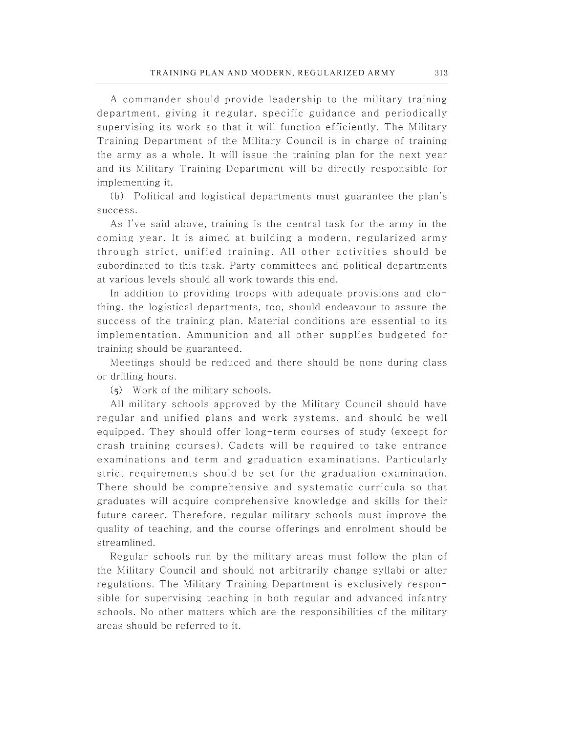A commander should provide leadership to the military training department, giving it regular, specific guidance and periodically supervising its work so that it will function efficiently. The Military Training Department of the Military Council is in charge of training the army as a whole. It will issue the training plan for the next year and its Military Training Department will be directly responsible for implementing it.

(b) Political and logistical departments must guarantee the plan's success.

As I've said above, training is the central task for the army in the coming year. It is aimed at building a modern, regularized army through strict, unified training. All other activities should be subordinated to this task. Party committees and political departments at various levels should all work towards this end.

In addition to providing troops with adequate provisions and clothing, the logistical departments, too, should endeavour to assure the success of the training plan. Material conditions are essential to its implementation. Ammunition and all other supplies budgeted for training should be guaranteed.

Meetings should be reduced and there should be none during class or drilling hours.

(5) Work of the military schools.

All military schools approved by the Military Council should have regular and unified plans and work systems, and should be well equipped. They should offer long-term courses of study (except for crash training courses). Cadets will be required to take entrance examinations and term and graduation examinations. Particularly strict requirements should be set for the graduation examination. There should be comprehensive and systematic curricula so that graduates will acquire comprehensive knowledge and skills for their future career. Therefore, regular military schools must improve the quality of teaching, and the course offerings and enrolment should be streamlined.

Regular schools run by the military areas must follow the plan of the Military Council and should not arbitrarily change syllabi or alter regulations. The Military Training Department is exclusively responsible for supervising teaching in both regular and advanced infantry schools. No other matters which are the responsibilities of the military areas should be referred to it.